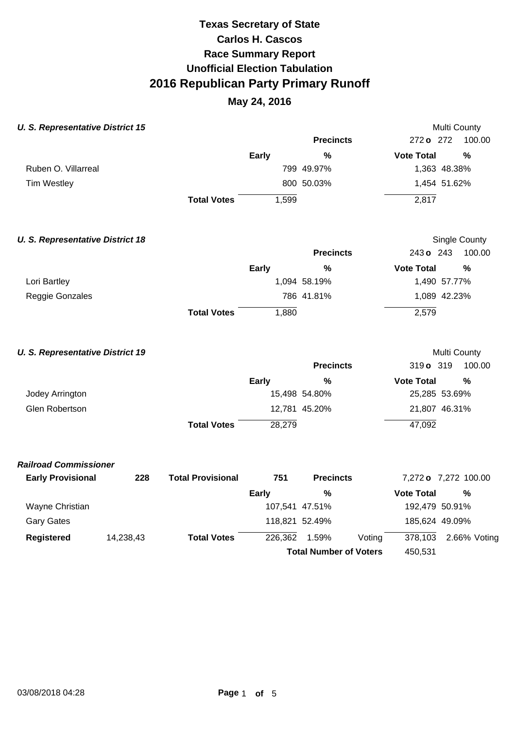# Texas Secretary of State
# Carlos H. Cascos
# Race Summary Report
# Unofficial Election Tabulation
# 2016 Republican Party Primary Runoff
## May 24, 2016

### *U. S. Representative District 15*

Multi County

| | Early | % | Vote Total | % |
|---|---|---|---|---|
| | | **Precincts** | 272 **o** 272 | 100.00 |
| Ruben O. Villarreal | 799 | 49.97% | 1,363 | 48.38% |
| Tim Westley | 800 | 50.03% | 1,454 | 51.62% |
| **Total Votes** | 1,599 | | 2,817 | |

### *U. S. Representative District 18*

Single County

| | Early | % | Vote Total | % |
|---|---|---|---|---|
| | | **Precincts** | 243 **o** 243 | 100.00 |
| Lori Bartley | 1,094 | 58.19% | 1,490 | 57.77% |
| Reggie Gonzales | 786 | 41.81% | 1,089 | 42.23% |
| **Total Votes** | 1,880 | | 2,579 | |

### *U. S. Representative District 19*

Multi County

| | Early | % | Vote Total | % |
|---|---|---|---|---|
| | | **Precincts** | 319 **o** 319 | 100.00 |
| Jodey Arrington | 15,498 | 54.80% | 25,285 | 53.69% |
| Glen Robertson | 12,781 | 45.20% | 21,807 | 46.31% |
| **Total Votes** | 28,279 | | 47,092 | |

### *Railroad Commissioner*

| **Early Provisional** | **228** | **Total Provisional** | **751** | **Precincts** | | 7,272 **o** 7,272 | 100.00 |
|---|---|---|---|---|---|---|---|
| | | | **Early** | **%** | | **Vote Total** | **%** |
| Wayne Christian | | | 107,541 | 47.51% | | 192,479 | 50.91% |
| Gary Gates | | | 118,821 | 52.49% | | 185,624 | 49.09% |
| **Registered** | 14,238,43 | **Total Votes** | 226,362 | 1.59% | Voting | 378,103 | 2.66% Voting |
| | | | | **Total Number of Voters** | | 450,531 | |

03/08/2018 04:28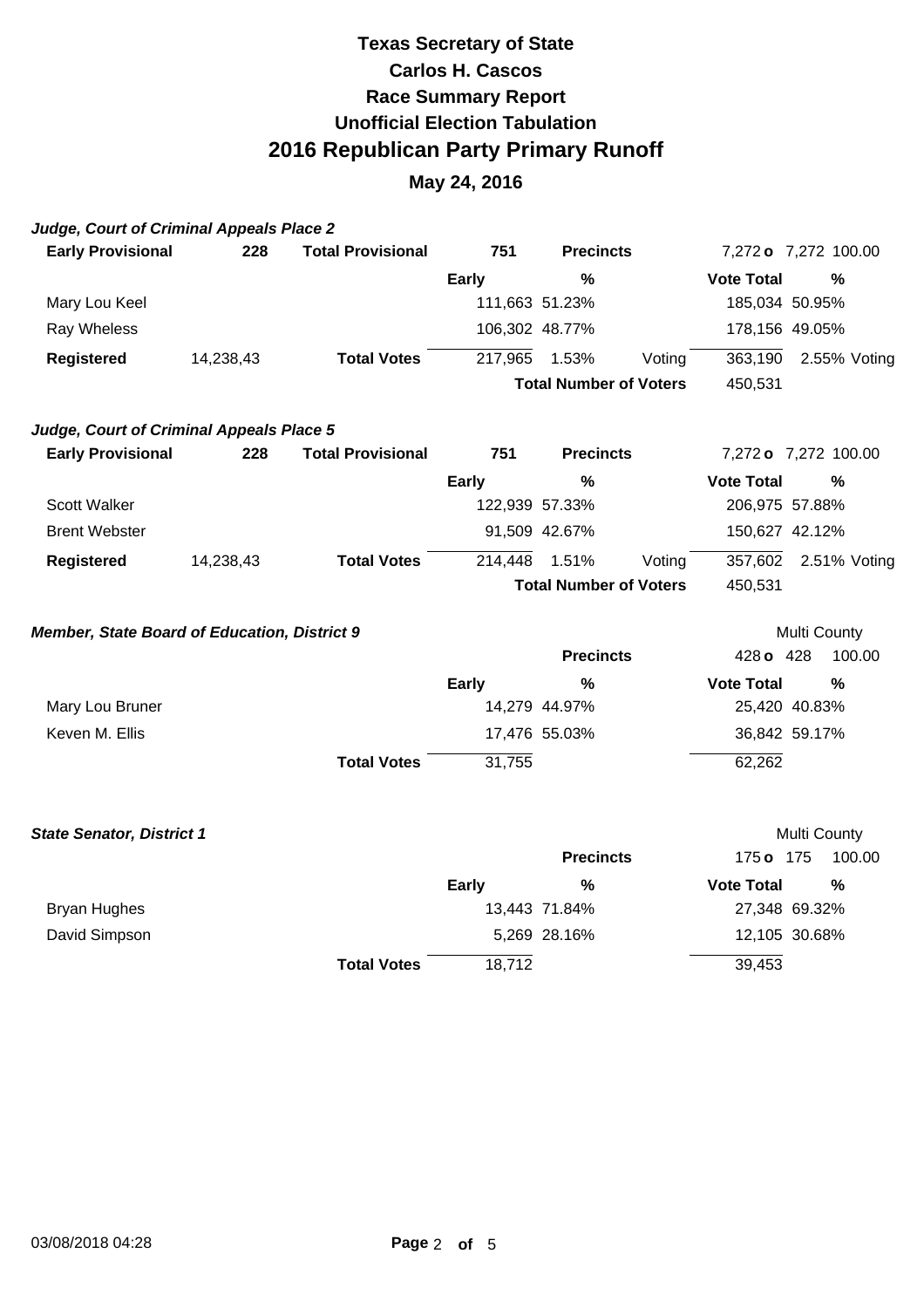# Texas Secretary of State
# Carlos H. Cascos
## Race Summary Report
## Unofficial Election Tabulation
## 2016 Republican Party Primary Runoff
### May 24, 2016

***Judge, Court of Criminal Appeals Place 2***

| **Early Provisional** | **228** | **Total Provisional** | **751** | **Precincts** | | 7,272 **o** 7,272 | 100.00 |
|---|---|---|---|---|---|---|---|
| | | | **Early** | **%** | | **Vote Total** | **%** |
| Mary Lou Keel | | | 111,663 | 51.23% | | 185,034 | 50.95% |
| Ray Wheless | | | 106,302 | 48.77% | | 178,156 | 49.05% |
| **Registered** | 14,238,43 | **Total Votes** | 217,965 | 1.53% | Voting | 363,190 | 2.55% Voting |
| | | | | **Total Number of Voters** | | 450,531 | |

***Judge, Court of Criminal Appeals Place 5***

| **Early Provisional** | **228** | **Total Provisional** | **751** | **Precincts** | | 7,272 **o** 7,272 | 100.00 |
|---|---|---|---|---|---|---|---|
| | | | **Early** | **%** | | **Vote Total** | **%** |
| Scott Walker | | | 122,939 | 57.33% | | 206,975 | 57.88% |
| Brent Webster | | | 91,509 | 42.67% | | 150,627 | 42.12% |
| **Registered** | 14,238,43 | **Total Votes** | 214,448 | 1.51% | Voting | 357,602 | 2.51% Voting |
| | | | | **Total Number of Voters** | | 450,531 | |

***Member, State Board of Education, District 9***

Multi County

| | | | **Precincts** | 428 **o** 428 | 100.00 |
|---|---|---|---|---|---|
| | | **Early** | **%** | **Vote Total** | **%** |
| Mary Lou Bruner | | 14,279 | 44.97% | 25,420 | 40.83% |
| Keven M. Ellis | | 17,476 | 55.03% | 36,842 | 59.17% |
| | **Total Votes** | 31,755 | | 62,262 | |

***State Senator, District 1***

Multi County

| | | | **Precincts** | 175 **o** 175 | 100.00 |
|---|---|---|---|---|---|
| | | **Early** | **%** | **Vote Total** | **%** |
| Bryan Hughes | | 13,443 | 71.84% | 27,348 | 69.32% |
| David Simpson | | 5,269 | 28.16% | 12,105 | 30.68% |
| | **Total Votes** | 18,712 | | 39,453 | |

03/08/2018 04:28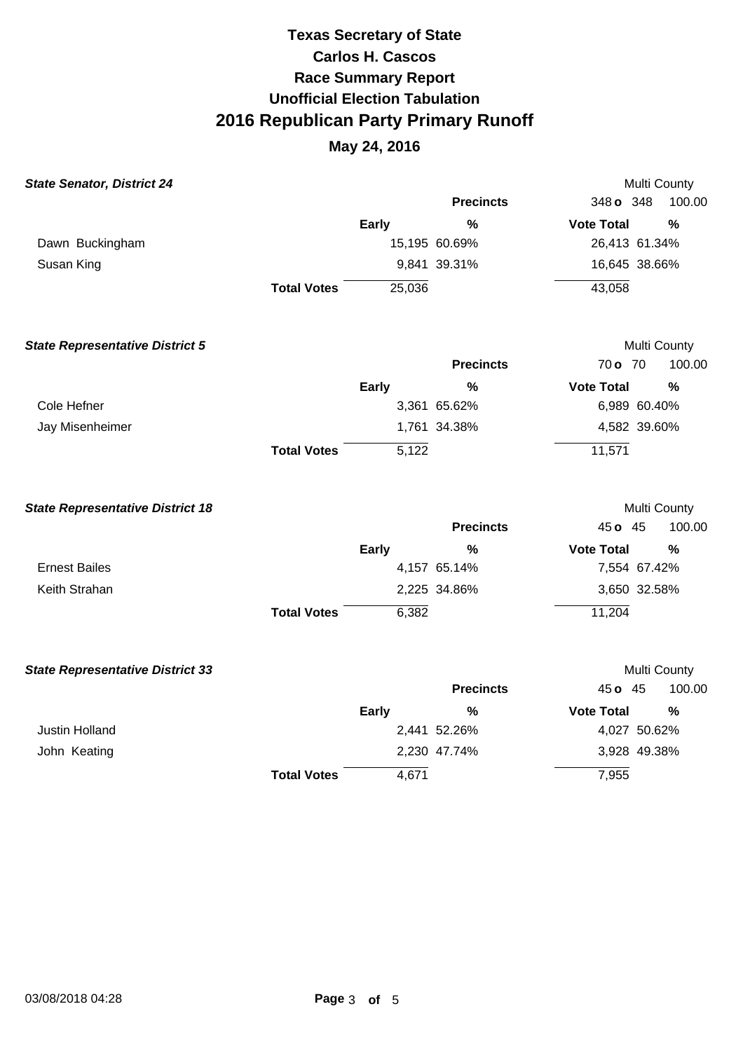# Texas Secretary of State
# Carlos H. Cascos
# Race Summary Report
# Unofficial Election Tabulation
# 2016 Republican Party Primary Runoff

## May 24, 2016

### *State Senator, District 24*

Multi County

| | | Precincts | 348 o 348 | 100.00 |
|---|---|---|---|---|
| | Early | % | Vote Total | % |
| Dawn Buckingham | 15,195 | 60.69% | 26,413 | 61.34% |
| Susan King | 9,841 | 39.31% | 16,645 | 38.66% |
| Total Votes | 25,036 | | 43,058 | |

### *State Representative District 5*

Multi County

| | | Precincts | 70 o 70 | 100.00 |
|---|---|---|---|---|
| | Early | % | Vote Total | % |
| Cole Hefner | 3,361 | 65.62% | 6,989 | 60.40% |
| Jay Misenheimer | 1,761 | 34.38% | 4,582 | 39.60% |
| Total Votes | 5,122 | | 11,571 | |

### *State Representative District 18*

Multi County

| | | Precincts | 45 o 45 | 100.00 |
|---|---|---|---|---|
| | Early | % | Vote Total | % |
| Ernest Bailes | 4,157 | 65.14% | 7,554 | 67.42% |
| Keith Strahan | 2,225 | 34.86% | 3,650 | 32.58% |
| Total Votes | 6,382 | | 11,204 | |

### *State Representative District 33*

Multi County

| | | Precincts | 45 o 45 | 100.00 |
|---|---|---|---|---|
| | Early | % | Vote Total | % |
| Justin Holland | 2,441 | 52.26% | 4,027 | 50.62% |
| John Keating | 2,230 | 47.74% | 3,928 | 49.38% |
| Total Votes | 4,671 | | 7,955 | |

03/08/2018 04:28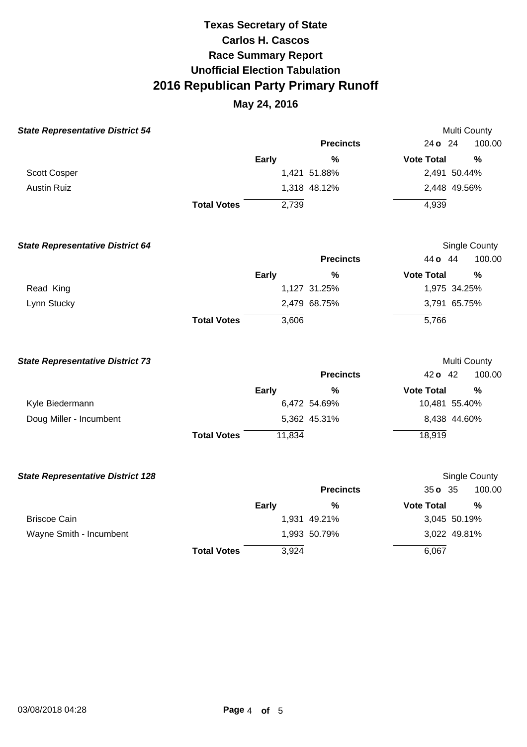# Texas Secretary of State
# Carlos H. Cascos
# Race Summary Report
# Unofficial Election Tabulation
# 2016 Republican Party Primary Runoff

## May 24, 2016

### State Representative District 54

Multi County

| | Early | % | Vote Total | % |
|---|---|---|---|---|
| | | **Precincts** | 24 **o** 24 | 100.00 |
| Scott Cosper | 1,421 | 51.88% | 2,491 | 50.44% |
| Austin Ruiz | 1,318 | 48.12% | 2,448 | 49.56% |
| **Total Votes** | 2,739 | | 4,939 | |

### State Representative District 64

Single County

| | Early | % | Vote Total | % |
|---|---|---|---|---|
| | | **Precincts** | 44 **o** 44 | 100.00 |
| Read King | 1,127 | 31.25% | 1,975 | 34.25% |
| Lynn Stucky | 2,479 | 68.75% | 3,791 | 65.75% |
| **Total Votes** | 3,606 | | 5,766 | |

### State Representative District 73

Multi County

| | Early | % | Vote Total | % |
|---|---|---|---|---|
| | | **Precincts** | 42 **o** 42 | 100.00 |
| Kyle Biedermann | 6,472 | 54.69% | 10,481 | 55.40% |
| Doug Miller - Incumbent | 5,362 | 45.31% | 8,438 | 44.60% |
| **Total Votes** | 11,834 | | 18,919 | |

### State Representative District 128

Single County

| | Early | % | Vote Total | % |
|---|---|---|---|---|
| | | **Precincts** | 35 **o** 35 | 100.00 |
| Briscoe Cain | 1,931 | 49.21% | 3,045 | 50.19% |
| Wayne Smith - Incumbent | 1,993 | 50.79% | 3,022 | 49.81% |
| **Total Votes** | 3,924 | | 6,067 | |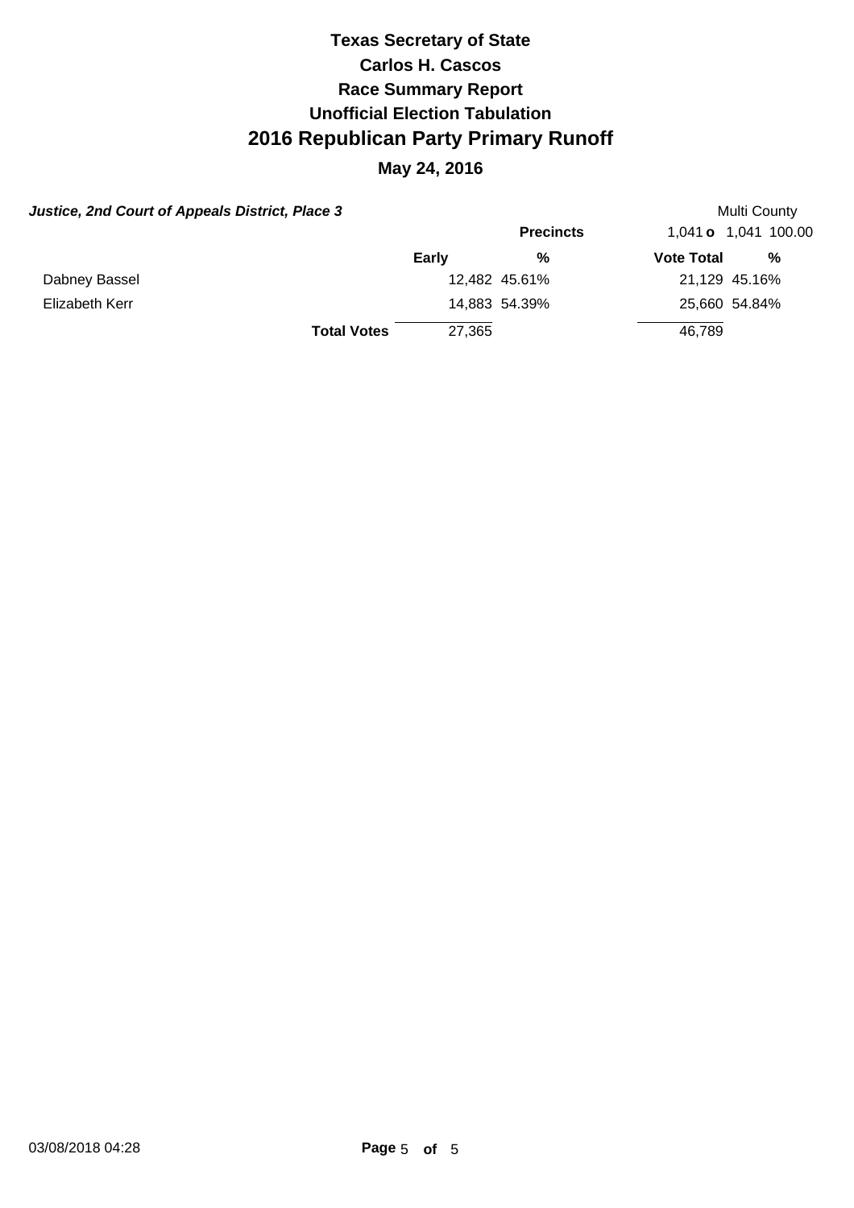# Texas Secretary of State
# Carlos H. Cascos
# Race Summary Report
# Unofficial Election Tabulation
# 2016 Republican Party Primary Runoff

## May 24, 2016

***Justice, 2nd Court of Appeals District, Place 3*** — Multi County

| | Early | % | Vote Total | % |
|---|---|---|---|---|
| | | **Precincts** | 1,041 **o** 1,041 | 100.00 |
| Dabney Bassel | 12,482 | 45.61% | 21,129 | 45.16% |
| Elizabeth Kerr | 14,883 | 54.39% | 25,660 | 54.84% |
| **Total Votes** | 27,365 | | 46,789 | |

03/08/2018 04:28